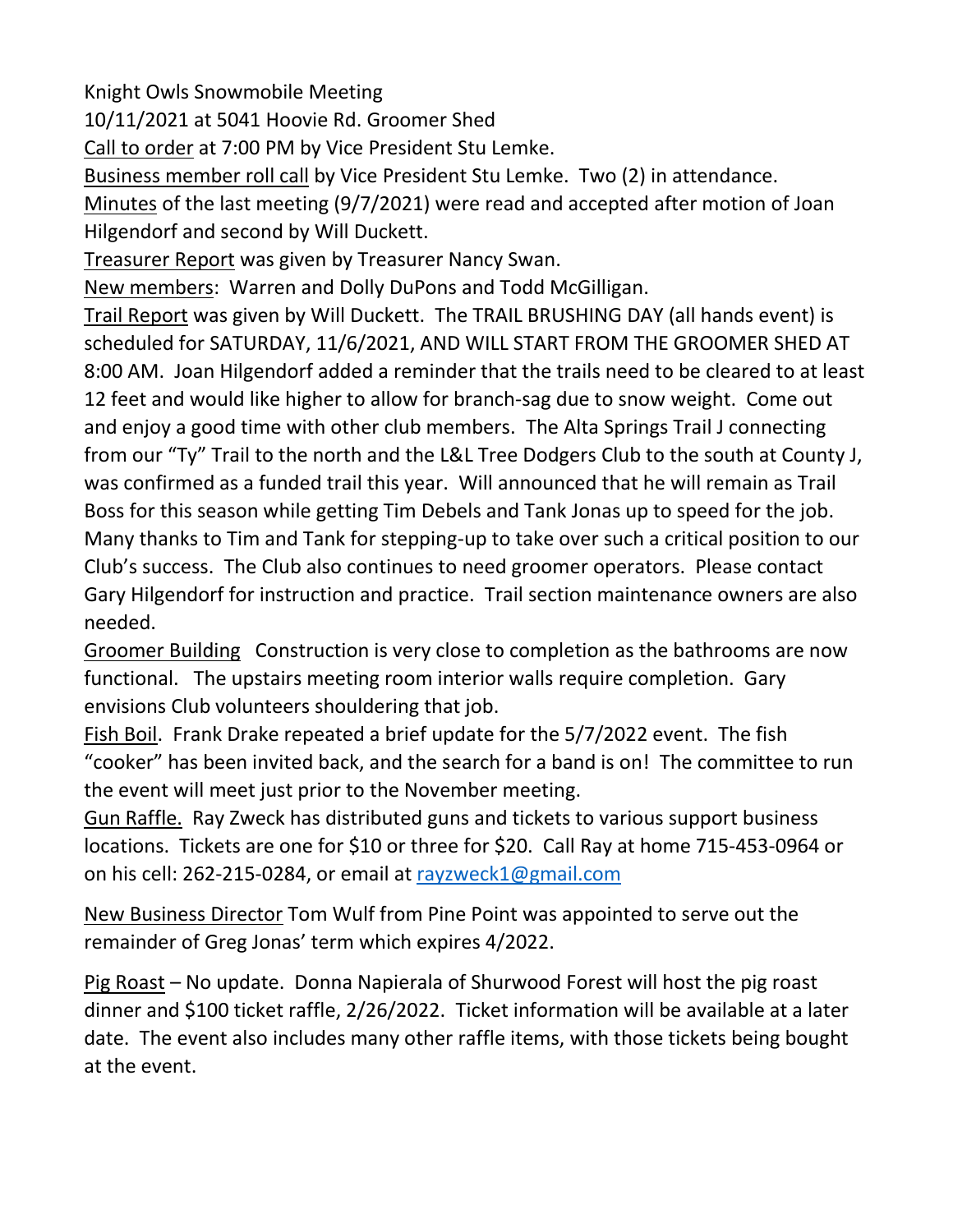Knight Owls Snowmobile Meeting

10/11/2021 at 5041 Hoovie Rd. Groomer Shed

<u>Call to order</u> at 7:00 PM by Vice President Stu Lemke.

<u>Business member roll call</u> by Vice President Stu Lemke. Two (2) in attendance.

<u>Minutes</u> of the last meeting (9/7/2021) were read and accepted after motion of Joan Hilgendorf and second by Will Duckett.

<u>Treasurer Report</u> was given by Treasurer Nancy Swan.

<u>New members</u>: Warren and Dolly DuPons and Todd McGilligan.

<u>Trail Report</u> was given by Will Duckett. The TRAIL BRUSHING DAY (all hands event) is scheduled for SATURDAY, 11/6/2021, AND WILL START FROM THE GROOMER SHED AT 8:00 AM. Joan Hilgendorf added a reminder that the trails need to be cleared to at least 12 feet and would like higher to allow for branch-sag due to snow weight. Come out and enjoy a good time with other club members. The Alta Springs Trail J connecting from our "Ty" Trail to the north and the L&L Tree Dodgers Club to the south at County J, was confirmed as a funded trail this year. Will announced that he will remain as Trail Boss for this season while getting Tim Debels and Tank Jonas up to speed for the job. Many thanks to Tim and Tank for stepping-up to take over such a critical position to our Club's success. The Club also continues to need groomer operators. Please contact Gary Hilgendorf for instruction and practice. Trail section maintenance owners are also needed.

<u>Groomer Building</u> Construction is very close to completion as the bathrooms are now functional. The upstairs meeting room interior walls require completion. Gary envisions Club volunteers shouldering that job.

<u>Fish Boil</u>. Frank Drake repeated a brief update for the 5/7/2022 event. The fish "cooker" has been invited back, and the search for a band is on! The committee to run the event will meet just prior to the November meeting.

<u>Gun Raffle.</u> Ray Zweck has distributed guns and tickets to various support business locations. Tickets are one for $10 or three for $20. Call Ray at home 715-453-0964 or on his cell: 262-215-0284, or email at rayzweck1@gmail.com

<u>New Business Director</u> Tom Wulf from Pine Point was appointed to serve out the remainder of Greg Jonas' term which expires 4/2022.

<u>Pig Roast</u> – No update. Donna Napierala of Shurwood Forest will host the pig roast dinner and $100 ticket raffle, 2/26/2022. Ticket information will be available at a later date. The event also includes many other raffle items, with those tickets being bought at the event.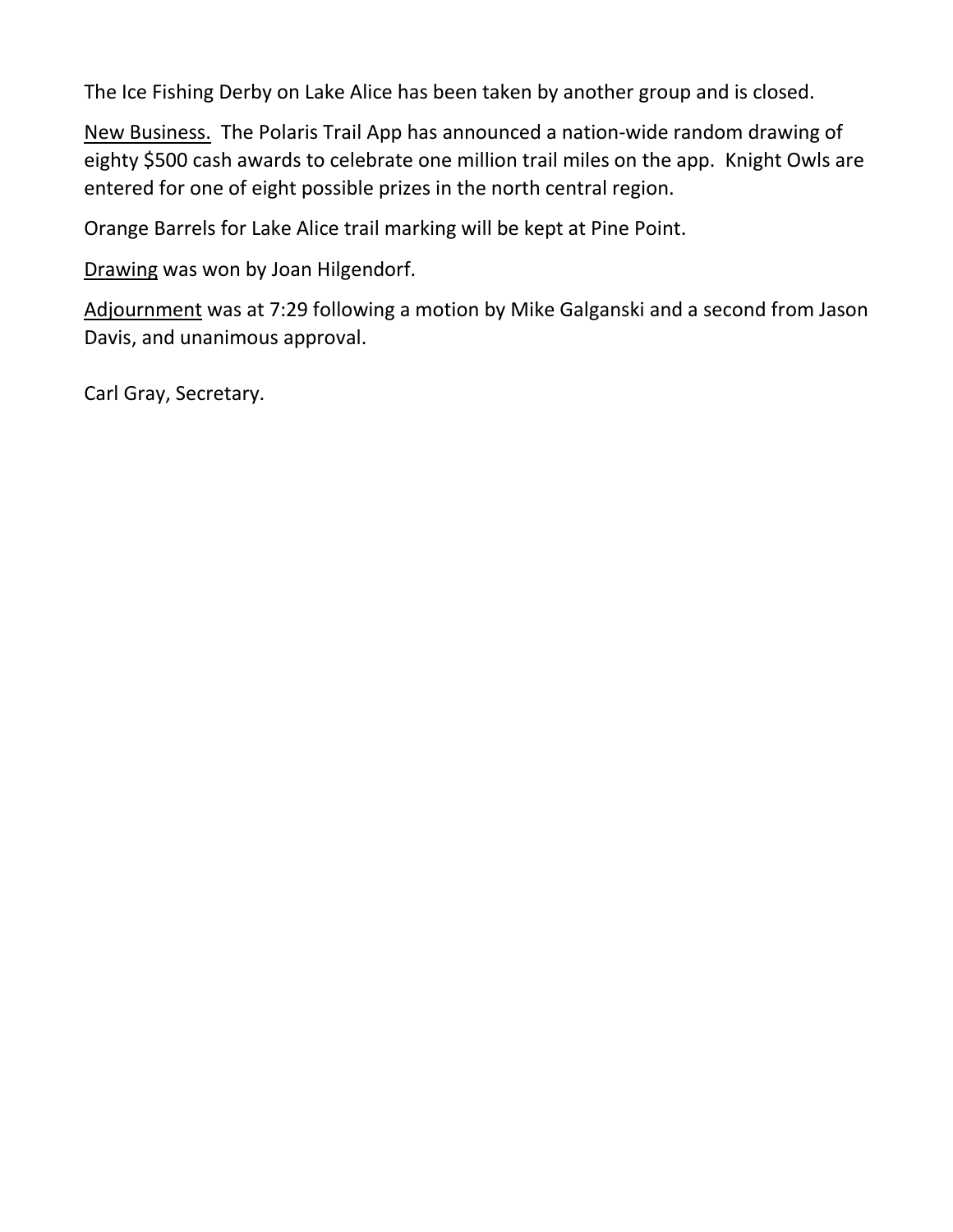The Ice Fishing Derby on Lake Alice has been taken by another group and is closed.

New Business. The Polaris Trail App has announced a nation-wide random drawing of eighty $500 cash awards to celebrate one million trail miles on the app. Knight Owls are entered for one of eight possible prizes in the north central region.

Orange Barrels for Lake Alice trail marking will be kept at Pine Point.

Drawing was won by Joan Hilgendorf.

Adjournment was at 7:29 following a motion by Mike Galganski and a second from Jason Davis, and unanimous approval.

Carl Gray, Secretary.